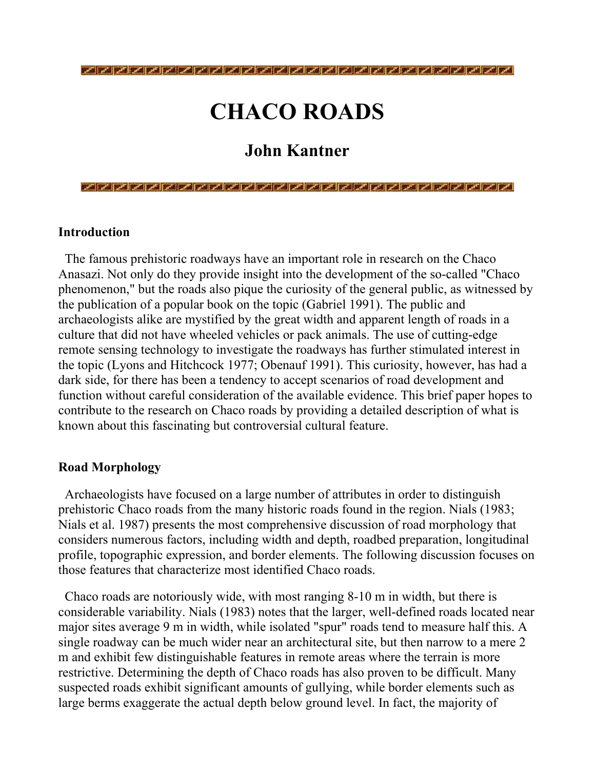# CHACO ROADS

## John Kantner

### Introduction

The famous prehistoric roadways have an important role in research on the Chaco Anasazi. Not only do they provide insight into the development of the so-called "Chaco phenomenon," but the roads also pique the curiosity of the general public, as witnessed by the publication of a popular book on the topic (Gabriel 1991). The public and archaeologists alike are mystified by the great width and apparent length of roads in a culture that did not have wheeled vehicles or pack animals. The use of cutting-edge remote sensing technology to investigate the roadways has further stimulated interest in the topic (Lyons and Hitchcock 1977; Obenauf 1991). This curiosity, however, has had a dark side, for there has been a tendency to accept scenarios of road development and function without careful consideration of the available evidence. This brief paper hopes to contribute to the research on Chaco roads by providing a detailed description of what is known about this fascinating but controversial cultural feature.

### Road Morphology

Archaeologists have focused on a large number of attributes in order to distinguish prehistoric Chaco roads from the many historic roads found in the region. Nials (1983; Nials et al. 1987) presents the most comprehensive discussion of road morphology that considers numerous factors, including width and depth, roadbed preparation, longitudinal profile, topographic expression, and border elements. The following discussion focuses on those features that characterize most identified Chaco roads.

Chaco roads are notoriously wide, with most ranging 8-10 m in width, but there is considerable variability. Nials (1983) notes that the larger, well-defined roads located near major sites average 9 m in width, while isolated "spur" roads tend to measure half this. A single roadway can be much wider near an architectural site, but then narrow to a mere 2 m and exhibit few distinguishable features in remote areas where the terrain is more restrictive. Determining the depth of Chaco roads has also proven to be difficult. Many suspected roads exhibit significant amounts of gullying, while border elements such as large berms exaggerate the actual depth below ground level. In fact, the majority of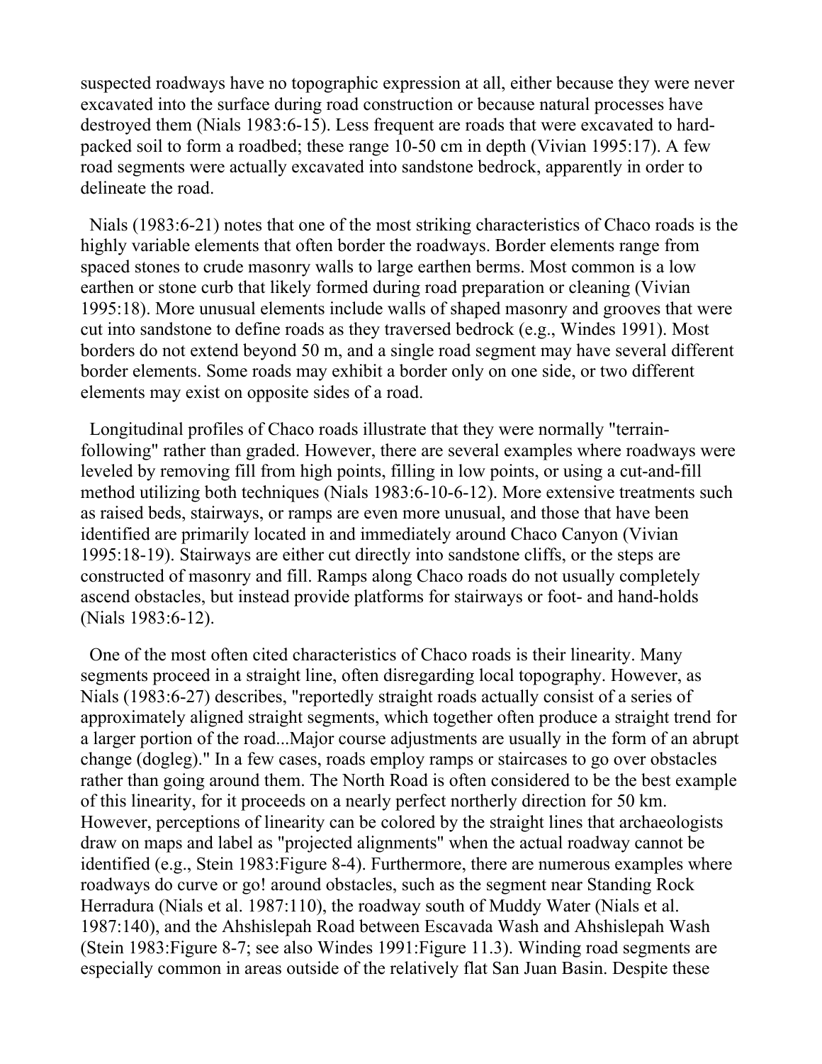suspected roadways have no topographic expression at all, either because they were never excavated into the surface during road construction or because natural processes have destroyed them (Nials 1983:6-15). Less frequent are roads that were excavated to hard-packed soil to form a roadbed; these range 10-50 cm in depth (Vivian 1995:17). A few road segments were actually excavated into sandstone bedrock, apparently in order to delineate the road.

Nials (1983:6-21) notes that one of the most striking characteristics of Chaco roads is the highly variable elements that often border the roadways. Border elements range from spaced stones to crude masonry walls to large earthen berms. Most common is a low earthen or stone curb that likely formed during road preparation or cleaning (Vivian 1995:18). More unusual elements include walls of shaped masonry and grooves that were cut into sandstone to define roads as they traversed bedrock (e.g., Windes 1991). Most borders do not extend beyond 50 m, and a single road segment may have several different border elements. Some roads may exhibit a border only on one side, or two different elements may exist on opposite sides of a road.

Longitudinal profiles of Chaco roads illustrate that they were normally "terrain-following" rather than graded. However, there are several examples where roadways were leveled by removing fill from high points, filling in low points, or using a cut-and-fill method utilizing both techniques (Nials 1983:6-10-6-12). More extensive treatments such as raised beds, stairways, or ramps are even more unusual, and those that have been identified are primarily located in and immediately around Chaco Canyon (Vivian 1995:18-19). Stairways are either cut directly into sandstone cliffs, or the steps are constructed of masonry and fill. Ramps along Chaco roads do not usually completely ascend obstacles, but instead provide platforms for stairways or foot- and hand-holds (Nials 1983:6-12).

One of the most often cited characteristics of Chaco roads is their linearity. Many segments proceed in a straight line, often disregarding local topography. However, as Nials (1983:6-27) describes, "reportedly straight roads actually consist of a series of approximately aligned straight segments, which together often produce a straight trend for a larger portion of the road...Major course adjustments are usually in the form of an abrupt change (dogleg)." In a few cases, roads employ ramps or staircases to go over obstacles rather than going around them. The North Road is often considered to be the best example of this linearity, for it proceeds on a nearly perfect northerly direction for 50 km. However, perceptions of linearity can be colored by the straight lines that archaeologists draw on maps and label as "projected alignments" when the actual roadway cannot be identified (e.g., Stein 1983:Figure 8-4). Furthermore, there are numerous examples where roadways do curve or go! around obstacles, such as the segment near Standing Rock Herradura (Nials et al. 1987:110), the roadway south of Muddy Water (Nials et al. 1987:140), and the Ahshislepah Road between Escavada Wash and Ahshislepah Wash (Stein 1983:Figure 8-7; see also Windes 1991:Figure 11.3). Winding road segments are especially common in areas outside of the relatively flat San Juan Basin. Despite these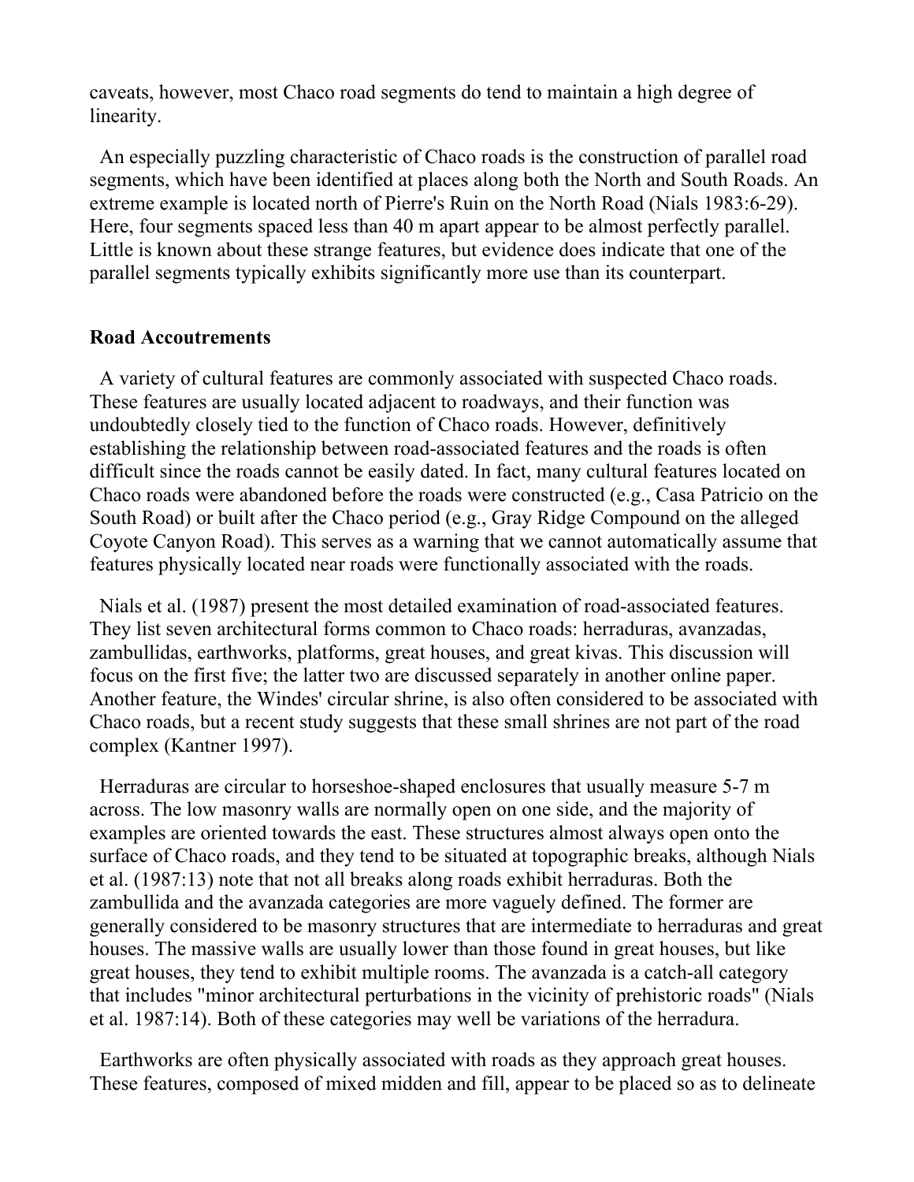caveats, however, most Chaco road segments do tend to maintain a high degree of linearity.

An especially puzzling characteristic of Chaco roads is the construction of parallel road segments, which have been identified at places along both the North and South Roads. An extreme example is located north of Pierre's Ruin on the North Road (Nials 1983:6-29). Here, four segments spaced less than 40 m apart appear to be almost perfectly parallel. Little is known about these strange features, but evidence does indicate that one of the parallel segments typically exhibits significantly more use than its counterpart.

### Road Accoutrements

A variety of cultural features are commonly associated with suspected Chaco roads. These features are usually located adjacent to roadways, and their function was undoubtedly closely tied to the function of Chaco roads. However, definitively establishing the relationship between road-associated features and the roads is often difficult since the roads cannot be easily dated. In fact, many cultural features located on Chaco roads were abandoned before the roads were constructed (e.g., Casa Patricio on the South Road) or built after the Chaco period (e.g., Gray Ridge Compound on the alleged Coyote Canyon Road). This serves as a warning that we cannot automatically assume that features physically located near roads were functionally associated with the roads.

Nials et al. (1987) present the most detailed examination of road-associated features. They list seven architectural forms common to Chaco roads: herraduras, avanzadas, zambullidas, earthworks, platforms, great houses, and great kivas. This discussion will focus on the first five; the latter two are discussed separately in another online paper. Another feature, the Windes' circular shrine, is also often considered to be associated with Chaco roads, but a recent study suggests that these small shrines are not part of the road complex (Kantner 1997).

Herraduras are circular to horseshoe-shaped enclosures that usually measure 5-7 m across. The low masonry walls are normally open on one side, and the majority of examples are oriented towards the east. These structures almost always open onto the surface of Chaco roads, and they tend to be situated at topographic breaks, although Nials et al. (1987:13) note that not all breaks along roads exhibit herraduras. Both the zambullida and the avanzada categories are more vaguely defined. The former are generally considered to be masonry structures that are intermediate to herraduras and great houses. The massive walls are usually lower than those found in great houses, but like great houses, they tend to exhibit multiple rooms. The avanzada is a catch-all category that includes "minor architectural perturbations in the vicinity of prehistoric roads" (Nials et al. 1987:14). Both of these categories may well be variations of the herradura.

Earthworks are often physically associated with roads as they approach great houses. These features, composed of mixed midden and fill, appear to be placed so as to delineate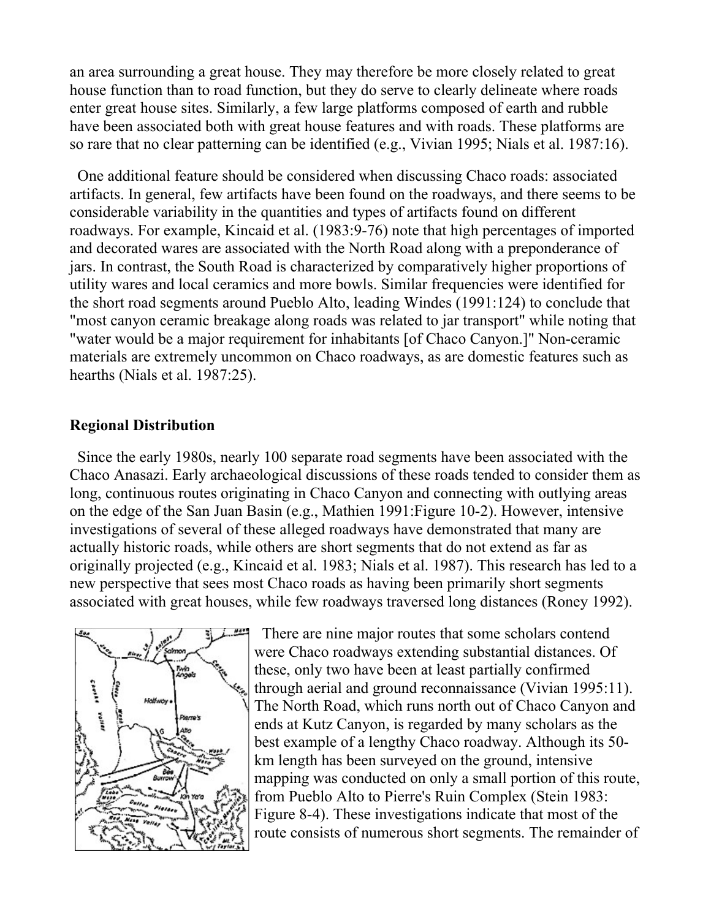an area surrounding a great house. They may therefore be more closely related to great house function than to road function, but they do serve to clearly delineate where roads enter great house sites. Similarly, a few large platforms composed of earth and rubble have been associated both with great house features and with roads. These platforms are so rare that no clear patterning can be identified (e.g., Vivian 1995; Nials et al. 1987:16).

One additional feature should be considered when discussing Chaco roads: associated artifacts. In general, few artifacts have been found on the roadways, and there seems to be considerable variability in the quantities and types of artifacts found on different roadways. For example, Kincaid et al. (1983:9-76) note that high percentages of imported and decorated wares are associated with the North Road along with a preponderance of jars. In contrast, the South Road is characterized by comparatively higher proportions of utility wares and local ceramics and more bowls. Similar frequencies were identified for the short road segments around Pueblo Alto, leading Windes (1991:124) to conclude that "most canyon ceramic breakage along roads was related to jar transport" while noting that "water would be a major requirement for inhabitants [of Chaco Canyon.]" Non-ceramic materials are extremely uncommon on Chaco roadways, as are domestic features such as hearths (Nials et al. 1987:25).

## Regional Distribution

Since the early 1980s, nearly 100 separate road segments have been associated with the Chaco Anasazi. Early archaeological discussions of these roads tended to consider them as long, continuous routes originating in Chaco Canyon and connecting with outlying areas on the edge of the San Juan Basin (e.g., Mathien 1991:Figure 10-2). However, intensive investigations of several of these alleged roadways have demonstrated that many are actually historic roads, while others are short segments that do not extend as far as originally projected (e.g., Kincaid et al. 1983; Nials et al. 1987). This research has led to a new perspective that sees most Chaco roads as having been primarily short segments associated with great houses, while few roadways traversed long distances (Roney 1992).

There are nine major routes that some scholars contend were Chaco roadways extending substantial distances. Of these, only two have been at least partially confirmed through aerial and ground reconnaissance (Vivian 1995:11). The North Road, which runs north out of Chaco Canyon and ends at Kutz Canyon, is regarded by many scholars as the best example of a lengthy Chaco roadway. Although its 50-km length has been surveyed on the ground, intensive mapping was conducted on only a small portion of this route, from Pueblo Alto to Pierre's Ruin Complex (Stein 1983: Figure 8-4). These investigations indicate that most of the route consists of numerous short segments. The remainder of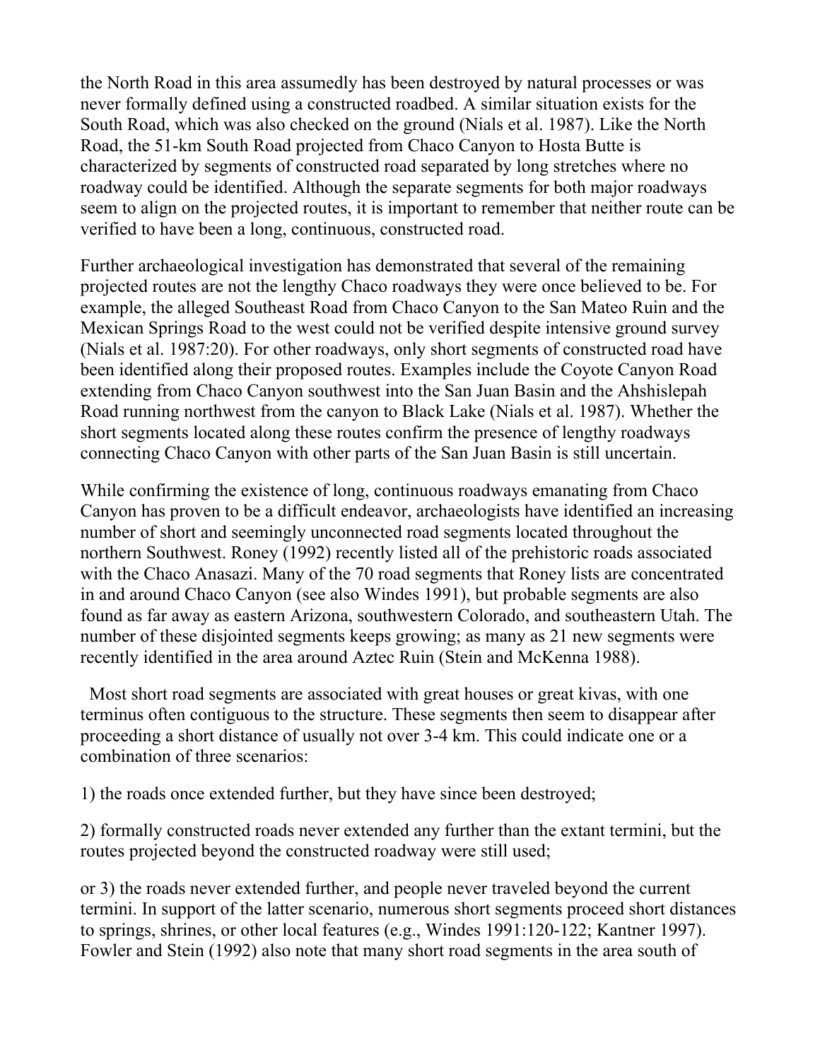the North Road in this area assumedly has been destroyed by natural processes or was never formally defined using a constructed roadbed. A similar situation exists for the South Road, which was also checked on the ground (Nials et al. 1987). Like the North Road, the 51-km South Road projected from Chaco Canyon to Hosta Butte is characterized by segments of constructed road separated by long stretches where no roadway could be identified. Although the separate segments for both major roadways seem to align on the projected routes, it is important to remember that neither route can be verified to have been a long, continuous, constructed road.

Further archaeological investigation has demonstrated that several of the remaining projected routes are not the lengthy Chaco roadways they were once believed to be. For example, the alleged Southeast Road from Chaco Canyon to the San Mateo Ruin and the Mexican Springs Road to the west could not be verified despite intensive ground survey (Nials et al. 1987:20). For other roadways, only short segments of constructed road have been identified along their proposed routes. Examples include the Coyote Canyon Road extending from Chaco Canyon southwest into the San Juan Basin and the Ahshislepah Road running northwest from the canyon to Black Lake (Nials et al. 1987). Whether the short segments located along these routes confirm the presence of lengthy roadways connecting Chaco Canyon with other parts of the San Juan Basin is still uncertain.

While confirming the existence of long, continuous roadways emanating from Chaco Canyon has proven to be a difficult endeavor, archaeologists have identified an increasing number of short and seemingly unconnected road segments located throughout the northern Southwest. Roney (1992) recently listed all of the prehistoric roads associated with the Chaco Anasazi. Many of the 70 road segments that Roney lists are concentrated in and around Chaco Canyon (see also Windes 1991), but probable segments are also found as far away as eastern Arizona, southwestern Colorado, and southeastern Utah. The number of these disjointed segments keeps growing; as many as 21 new segments were recently identified in the area around Aztec Ruin (Stein and McKenna 1988).

Most short road segments are associated with great houses or great kivas, with one terminus often contiguous to the structure. These segments then seem to disappear after proceeding a short distance of usually not over 3-4 km. This could indicate one or a combination of three scenarios:

1) the roads once extended further, but they have since been destroyed;

2) formally constructed roads never extended any further than the extant termini, but the routes projected beyond the constructed roadway were still used;

or 3) the roads never extended further, and people never traveled beyond the current termini. In support of the latter scenario, numerous short segments proceed short distances to springs, shrines, or other local features (e.g., Windes 1991:120-122; Kantner 1997). Fowler and Stein (1992) also note that many short road segments in the area south of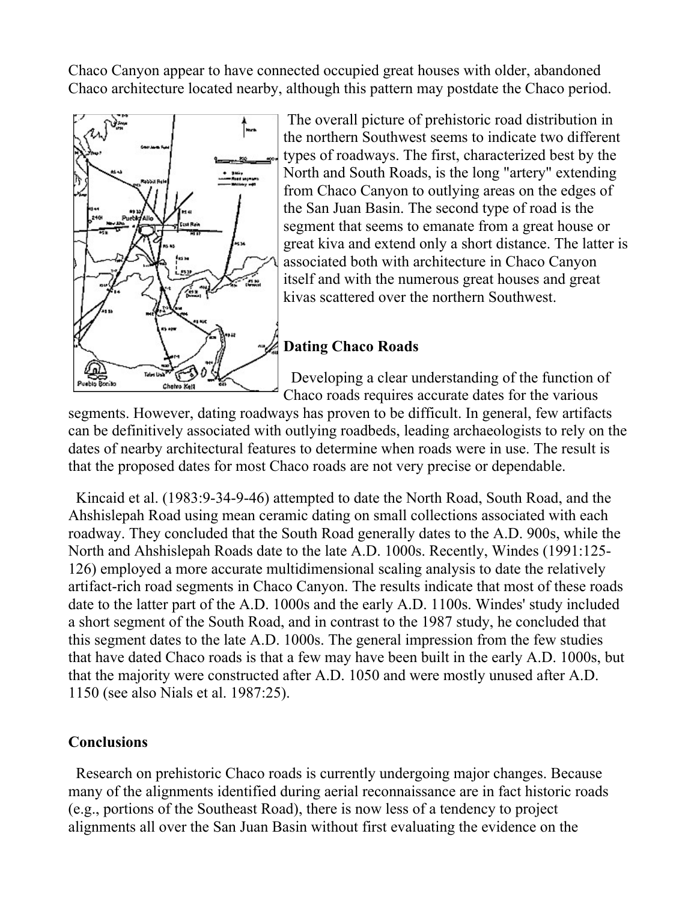Chaco Canyon appear to have connected occupied great houses with older, abandoned Chaco architecture located nearby, although this pattern may postdate the Chaco period.

The overall picture of prehistoric road distribution in the northern Southwest seems to indicate two different types of roadways. The first, characterized best by the North and South Roads, is the long "artery" extending from Chaco Canyon to outlying areas on the edges of the San Juan Basin. The second type of road is the segment that seems to emanate from a great house or great kiva and extend only a short distance. The latter is associated both with architecture in Chaco Canyon itself and with the numerous great houses and great kivas scattered over the northern Southwest.

## Dating Chaco Roads

Developing a clear understanding of the function of Chaco roads requires accurate dates for the various segments. However, dating roadways has proven to be difficult. In general, few artifacts can be definitively associated with outlying roadbeds, leading archaeologists to rely on the dates of nearby architectural features to determine when roads were in use. The result is that the proposed dates for most Chaco roads are not very precise or dependable.

Kincaid et al. (1983:9-34-9-46) attempted to date the North Road, South Road, and the Ahshislepah Road using mean ceramic dating on small collections associated with each roadway. They concluded that the South Road generally dates to the A.D. 900s, while the North and Ahshislepah Roads date to the late A.D. 1000s. Recently, Windes (1991:125-126) employed a more accurate multidimensional scaling analysis to date the relatively artifact-rich road segments in Chaco Canyon. The results indicate that most of these roads date to the latter part of the A.D. 1000s and the early A.D. 1100s. Windes' study included a short segment of the South Road, and in contrast to the 1987 study, he concluded that this segment dates to the late A.D. 1000s. The general impression from the few studies that have dated Chaco roads is that a few may have been built in the early A.D. 1000s, but that the majority were constructed after A.D. 1050 and were mostly unused after A.D. 1150 (see also Nials et al. 1987:25).

## Conclusions

Research on prehistoric Chaco roads is currently undergoing major changes. Because many of the alignments identified during aerial reconnaissance are in fact historic roads (e.g., portions of the Southeast Road), there is now less of a tendency to project alignments all over the San Juan Basin without first evaluating the evidence on the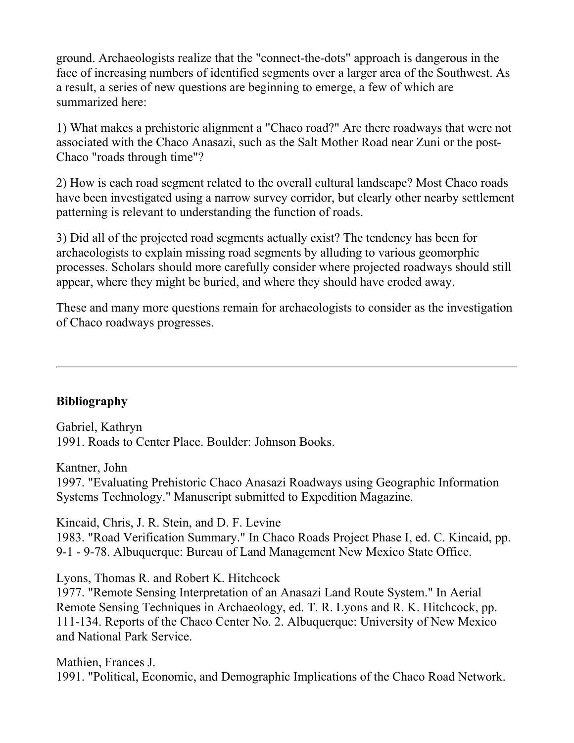ground. Archaeologists realize that the "connect-the-dots" approach is dangerous in the face of increasing numbers of identified segments over a larger area of the Southwest. As a result, a series of new questions are beginning to emerge, a few of which are summarized here:

1) What makes a prehistoric alignment a "Chaco road?" Are there roadways that were not associated with the Chaco Anasazi, such as the Salt Mother Road near Zuni or the post-Chaco "roads through time"?

2) How is each road segment related to the overall cultural landscape? Most Chaco roads have been investigated using a narrow survey corridor, but clearly other nearby settlement patterning is relevant to understanding the function of roads.

3) Did all of the projected road segments actually exist? The tendency has been for archaeologists to explain missing road segments by alluding to various geomorphic processes. Scholars should more carefully consider where projected roadways should still appear, where they might be buried, and where they should have eroded away.

These and many more questions remain for archaeologists to consider as the investigation of Chaco roadways progresses.

---

**Bibliography**

Gabriel, Kathryn
1991. Roads to Center Place. Boulder: Johnson Books.

Kantner, John
1997. "Evaluating Prehistoric Chaco Anasazi Roadways using Geographic Information Systems Technology." Manuscript submitted to Expedition Magazine.

Kincaid, Chris, J. R. Stein, and D. F. Levine
1983. "Road Verification Summary." In Chaco Roads Project Phase I, ed. C. Kincaid, pp. 9-1 - 9-78. Albuquerque: Bureau of Land Management New Mexico State Office.

Lyons, Thomas R. and Robert K. Hitchcock
1977. "Remote Sensing Interpretation of an Anasazi Land Route System." In Aerial Remote Sensing Techniques in Archaeology, ed. T. R. Lyons and R. K. Hitchcock, pp. 111-134. Reports of the Chaco Center No. 2. Albuquerque: University of New Mexico and National Park Service.

Mathien, Frances J.
1991. "Political, Economic, and Demographic Implications of the Chaco Road Network.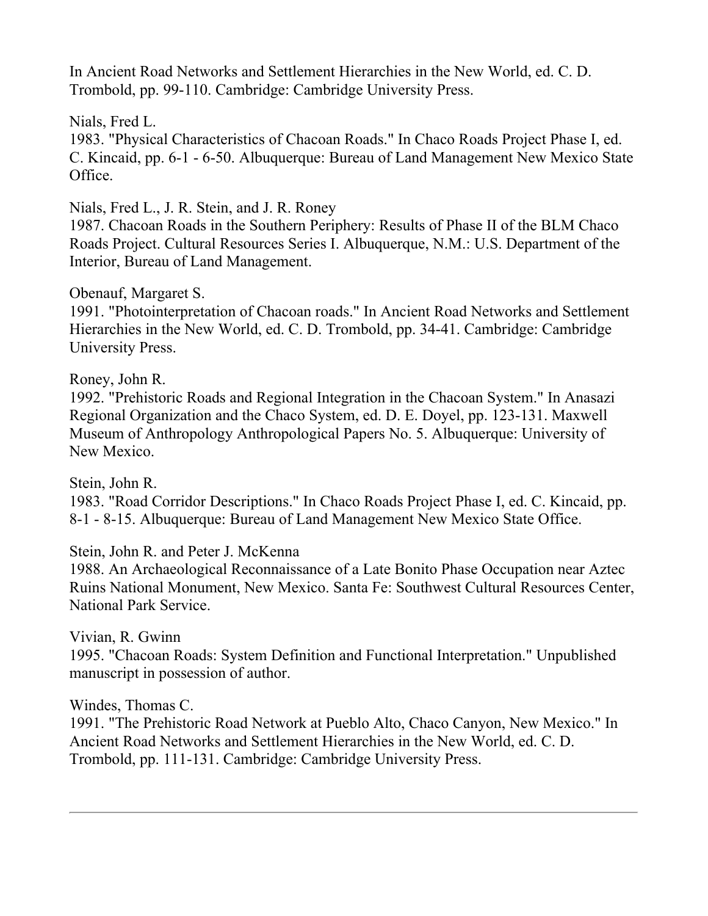In Ancient Road Networks and Settlement Hierarchies in the New World, ed. C. D. Trombold, pp. 99-110. Cambridge: Cambridge University Press.

Nials, Fred L.
1983. "Physical Characteristics of Chacoan Roads." In Chaco Roads Project Phase I, ed. C. Kincaid, pp. 6-1 - 6-50. Albuquerque: Bureau of Land Management New Mexico State Office.

Nials, Fred L., J. R. Stein, and J. R. Roney
1987. Chacoan Roads in the Southern Periphery: Results of Phase II of the BLM Chaco Roads Project. Cultural Resources Series I. Albuquerque, N.M.: U.S. Department of the Interior, Bureau of Land Management.

Obenauf, Margaret S.
1991. "Photointerpretation of Chacoan roads." In Ancient Road Networks and Settlement Hierarchies in the New World, ed. C. D. Trombold, pp. 34-41. Cambridge: Cambridge University Press.

Roney, John R.
1992. "Prehistoric Roads and Regional Integration in the Chacoan System." In Anasazi Regional Organization and the Chaco System, ed. D. E. Doyel, pp. 123-131. Maxwell Museum of Anthropology Anthropological Papers No. 5. Albuquerque: University of New Mexico.

Stein, John R.
1983. "Road Corridor Descriptions." In Chaco Roads Project Phase I, ed. C. Kincaid, pp. 8-1 - 8-15. Albuquerque: Bureau of Land Management New Mexico State Office.

Stein, John R. and Peter J. McKenna
1988. An Archaeological Reconnaissance of a Late Bonito Phase Occupation near Aztec Ruins National Monument, New Mexico. Santa Fe: Southwest Cultural Resources Center, National Park Service.

Vivian, R. Gwinn
1995. "Chacoan Roads: System Definition and Functional Interpretation." Unpublished manuscript in possession of author.

Windes, Thomas C.
1991. "The Prehistoric Road Network at Pueblo Alto, Chaco Canyon, New Mexico." In Ancient Road Networks and Settlement Hierarchies in the New World, ed. C. D. Trombold, pp. 111-131. Cambridge: Cambridge University Press.

---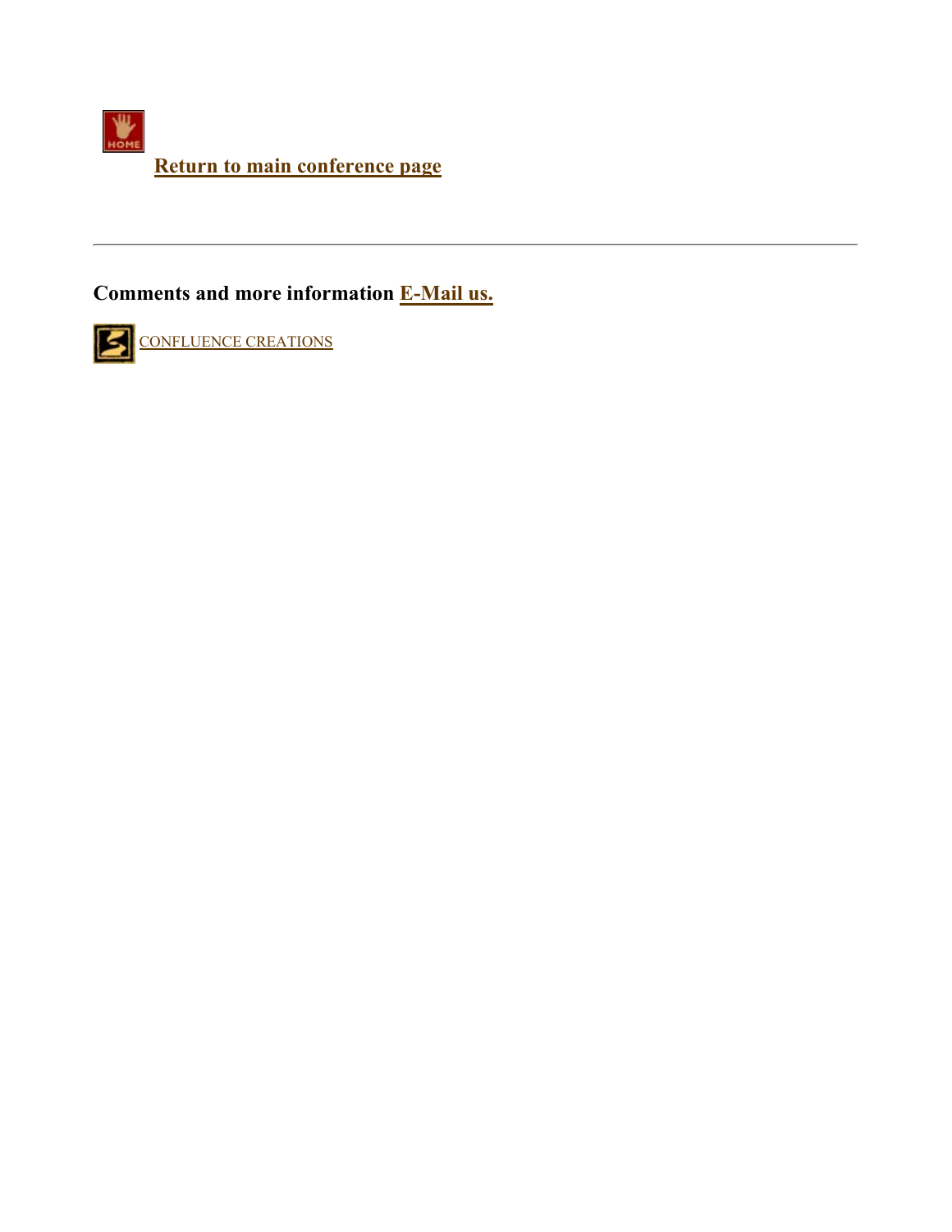Return to main conference page

---

### Comments and more information E-Mail us.

CONFLUENCE CREATIONS